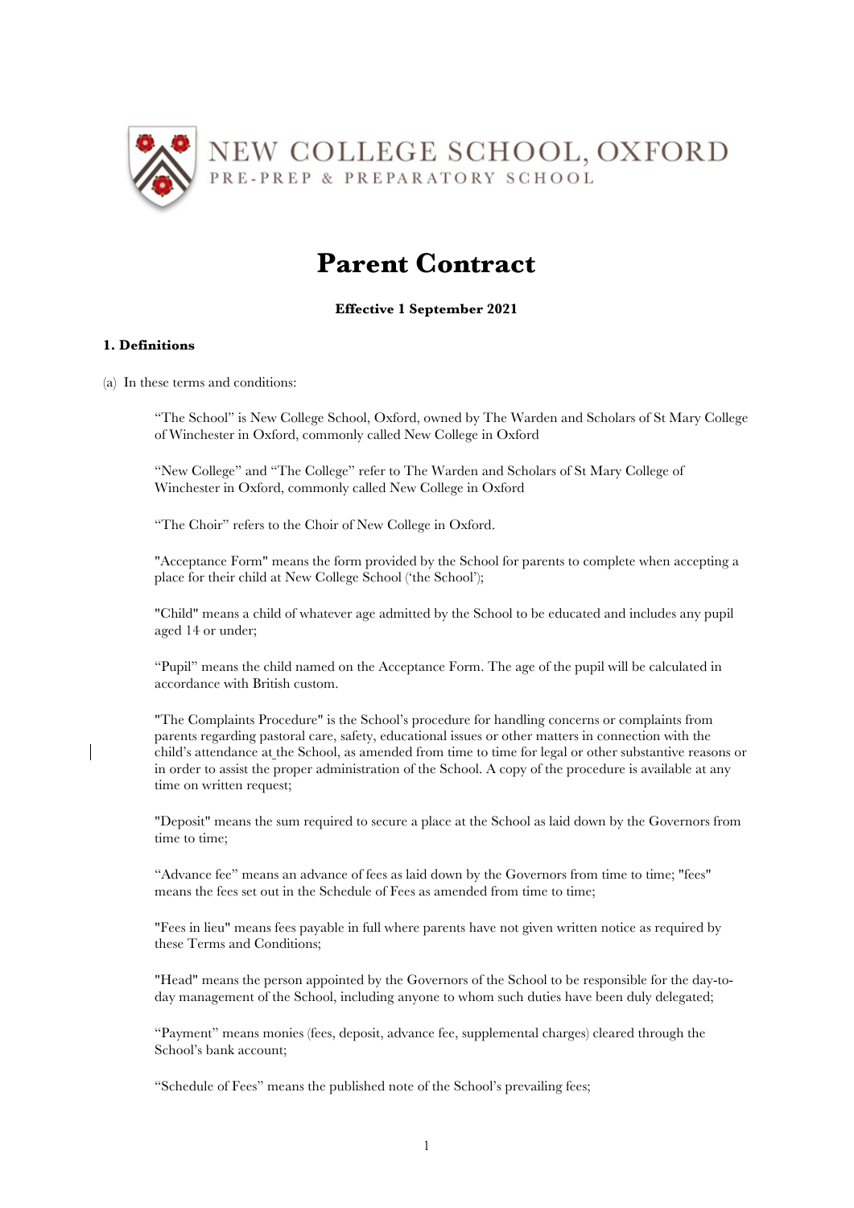NEW COLLEGE SCHOOL, OXFORD

PRE-PREP & PREPARATORY SCHOOL

# Parent Contract

**Effective 1 September 2021**

## 1. Definitions

(a) In these terms and conditions:

"The School" is New College School, Oxford, owned by The Warden and Scholars of St Mary College of Winchester in Oxford, commonly called New College in Oxford

"New College" and "The College" refer to The Warden and Scholars of St Mary College of Winchester in Oxford, commonly called New College in Oxford

"The Choir" refers to the Choir of New College in Oxford.

"Acceptance Form" means the form provided by the School for parents to complete when accepting a place for their child at New College School ('the School');

"Child" means a child of whatever age admitted by the School to be educated and includes any pupil aged 14 or under;

"Pupil" means the child named on the Acceptance Form. The age of the pupil will be calculated in accordance with British custom.

"The Complaints Procedure" is the School's procedure for handling concerns or complaints from parents regarding pastoral care, safety, educational issues or other matters in connection with the child's attendance at the School, as amended from time to time for legal or other substantive reasons or in order to assist the proper administration of the School. A copy of the procedure is available at any time on written request;

"Deposit" means the sum required to secure a place at the School as laid down by the Governors from time to time;

"Advance fee" means an advance of fees as laid down by the Governors from time to time; "fees" means the fees set out in the Schedule of Fees as amended from time to time;

"Fees in lieu" means fees payable in full where parents have not given written notice as required by these Terms and Conditions;

"Head" means the person appointed by the Governors of the School to be responsible for the day-to-day management of the School, including anyone to whom such duties have been duly delegated;

"Payment" means monies (fees, deposit, advance fee, supplemental charges) cleared through the School's bank account;

"Schedule of Fees" means the published note of the School's prevailing fees;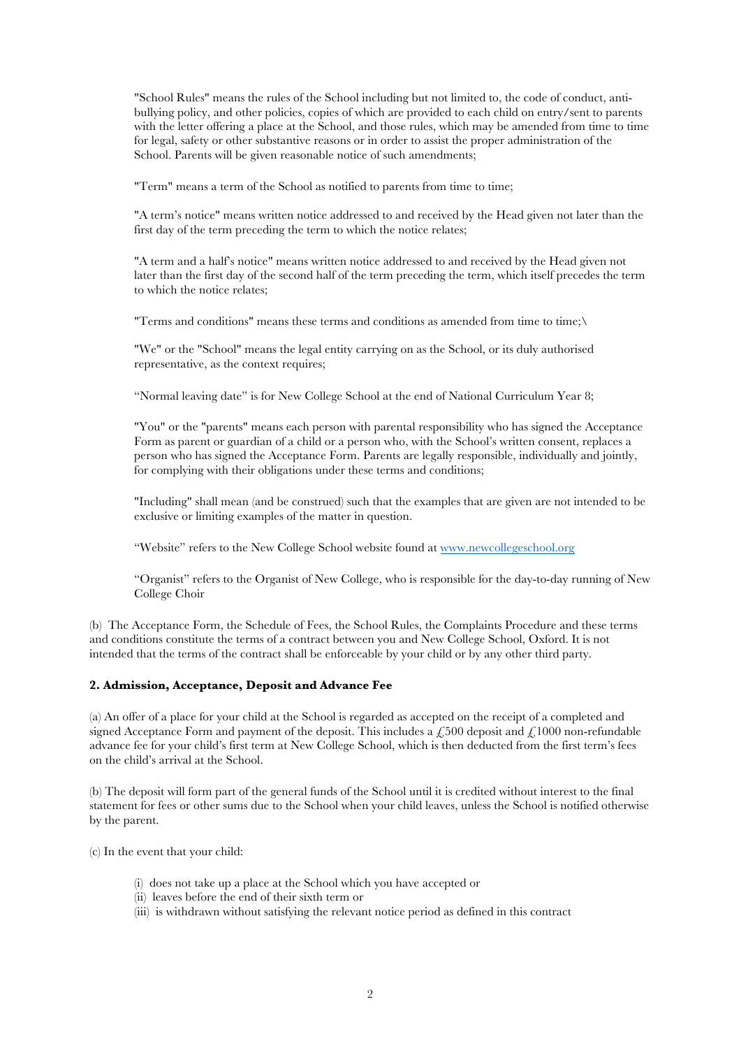"School Rules" means the rules of the School including but not limited to, the code of conduct, anti-bullying policy, and other policies, copies of which are provided to each child on entry/sent to parents with the letter offering a place at the School, and those rules, which may be amended from time to time for legal, safety or other substantive reasons or in order to assist the proper administration of the School. Parents will be given reasonable notice of such amendments;

"Term" means a term of the School as notified to parents from time to time;

"A term's notice" means written notice addressed to and received by the Head given not later than the first day of the term preceding the term to which the notice relates;

"A term and a half's notice" means written notice addressed to and received by the Head given not later than the first day of the second half of the term preceding the term, which itself precedes the term to which the notice relates;

"Terms and conditions" means these terms and conditions as amended from time to time;\

"We" or the "School" means the legal entity carrying on as the School, or its duly authorised representative, as the context requires;

"Normal leaving date" is for New College School at the end of National Curriculum Year 8;

"You" or the "parents" means each person with parental responsibility who has signed the Acceptance Form as parent or guardian of a child or a person who, with the School's written consent, replaces a person who has signed the Acceptance Form. Parents are legally responsible, individually and jointly, for complying with their obligations under these terms and conditions;

"Including" shall mean (and be construed) such that the examples that are given are not intended to be exclusive or limiting examples of the matter in question.

"Website" refers to the New College School website found at [www.newcollegeschool.org](http://www.newcollegeschool.org)

"Organist" refers to the Organist of New College, who is responsible for the day-to-day running of New College Choir

(b) The Acceptance Form, the Schedule of Fees, the School Rules, the Complaints Procedure and these terms and conditions constitute the terms of a contract between you and New College School, Oxford. It is not intended that the terms of the contract shall be enforceable by your child or by any other third party.

**2. Admission, Acceptance, Deposit and Advance Fee**

(a) An offer of a place for your child at the School is regarded as accepted on the receipt of a completed and signed Acceptance Form and payment of the deposit. This includes a £500 deposit and £1000 non-refundable advance fee for your child's first term at New College School, which is then deducted from the first term's fees on the child's arrival at the School.

(b) The deposit will form part of the general funds of the School until it is credited without interest to the final statement for fees or other sums due to the School when your child leaves, unless the School is notified otherwise by the parent.

(c) In the event that your child:

- (i) does not take up a place at the School which you have accepted or
- (ii) leaves before the end of their sixth term or
- (iii) is withdrawn without satisfying the relevant notice period as defined in this contract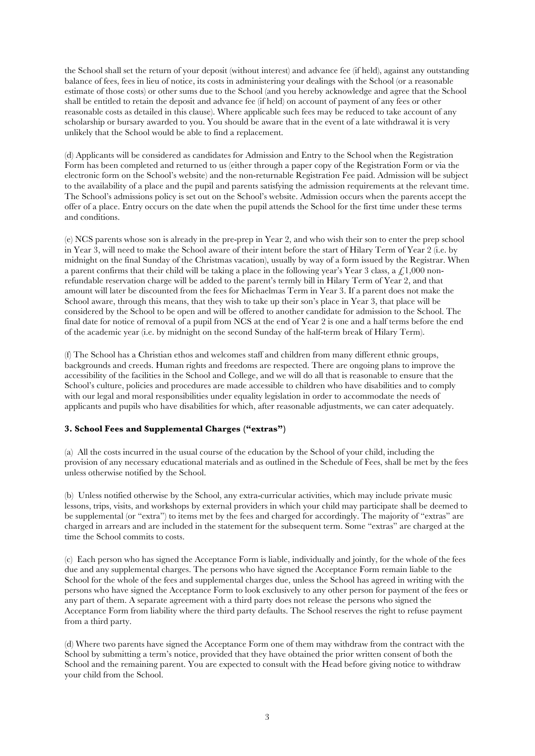the School shall set the return of your deposit (without interest) and advance fee (if held), against any outstanding balance of fees, fees in lieu of notice, its costs in administering your dealings with the School (or a reasonable estimate of those costs) or other sums due to the School (and you hereby acknowledge and agree that the School shall be entitled to retain the deposit and advance fee (if held) on account of payment of any fees or other reasonable costs as detailed in this clause). Where applicable such fees may be reduced to take account of any scholarship or bursary awarded to you. You should be aware that in the event of a late withdrawal it is very unlikely that the School would be able to find a replacement.

(d) Applicants will be considered as candidates for Admission and Entry to the School when the Registration Form has been completed and returned to us (either through a paper copy of the Registration Form or via the electronic form on the School's website) and the non-returnable Registration Fee paid. Admission will be subject to the availability of a place and the pupil and parents satisfying the admission requirements at the relevant time. The School's admissions policy is set out on the School's website. Admission occurs when the parents accept the offer of a place. Entry occurs on the date when the pupil attends the School for the first time under these terms and conditions.

(e) NCS parents whose son is already in the pre-prep in Year 2, and who wish their son to enter the prep school in Year 3, will need to make the School aware of their intent before the start of Hilary Term of Year 2 (i.e. by midnight on the final Sunday of the Christmas vacation), usually by way of a form issued by the Registrar. When a parent confirms that their child will be taking a place in the following year's Year 3 class, a £1,000 non-refundable reservation charge will be added to the parent's termly bill in Hilary Term of Year 2, and that amount will later be discounted from the fees for Michaelmas Term in Year 3. If a parent does not make the School aware, through this means, that they wish to take up their son's place in Year 3, that place will be considered by the School to be open and will be offered to another candidate for admission to the School. The final date for notice of removal of a pupil from NCS at the end of Year 2 is one and a half terms before the end of the academic year (i.e. by midnight on the second Sunday of the half-term break of Hilary Term).

(f) The School has a Christian ethos and welcomes staff and children from many different ethnic groups, backgrounds and creeds. Human rights and freedoms are respected. There are ongoing plans to improve the accessibility of the facilities in the School and College, and we will do all that is reasonable to ensure that the School's culture, policies and procedures are made accessible to children who have disabilities and to comply with our legal and moral responsibilities under equality legislation in order to accommodate the needs of applicants and pupils who have disabilities for which, after reasonable adjustments, we can cater adequately.

### 3. School Fees and Supplemental Charges ("extras")

(a) All the costs incurred in the usual course of the education by the School of your child, including the provision of any necessary educational materials and as outlined in the Schedule of Fees, shall be met by the fees unless otherwise notified by the School.

(b) Unless notified otherwise by the School, any extra-curricular activities, which may include private music lessons, trips, visits, and workshops by external providers in which your child may participate shall be deemed to be supplemental (or "extra") to items met by the fees and charged for accordingly. The majority of "extras" are charged in arrears and are included in the statement for the subsequent term. Some "extras" are charged at the time the School commits to costs.

(c) Each person who has signed the Acceptance Form is liable, individually and jointly, for the whole of the fees due and any supplemental charges. The persons who have signed the Acceptance Form remain liable to the School for the whole of the fees and supplemental charges due, unless the School has agreed in writing with the persons who have signed the Acceptance Form to look exclusively to any other person for payment of the fees or any part of them. A separate agreement with a third party does not release the persons who signed the Acceptance Form from liability where the third party defaults. The School reserves the right to refuse payment from a third party.

(d) Where two parents have signed the Acceptance Form one of them may withdraw from the contract with the School by submitting a term's notice, provided that they have obtained the prior written consent of both the School and the remaining parent. You are expected to consult with the Head before giving notice to withdraw your child from the School.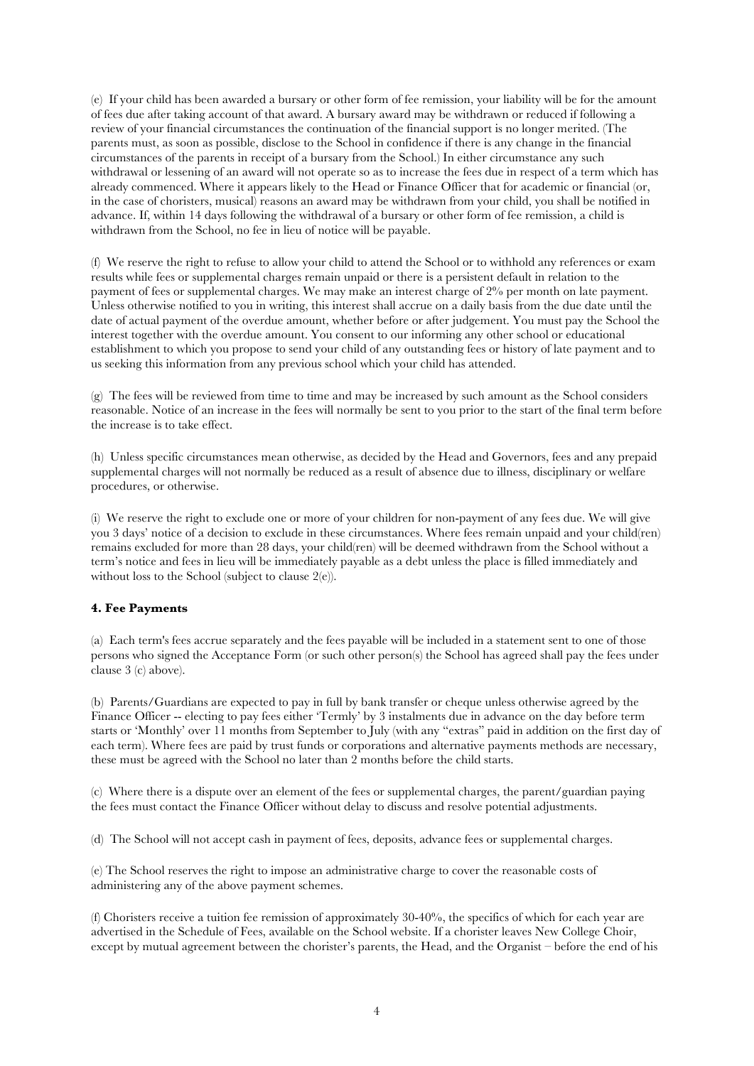(e) If your child has been awarded a bursary or other form of fee remission, your liability will be for the amount of fees due after taking account of that award. A bursary award may be withdrawn or reduced if following a review of your financial circumstances the continuation of the financial support is no longer merited. (The parents must, as soon as possible, disclose to the School in confidence if there is any change in the financial circumstances of the parents in receipt of a bursary from the School.) In either circumstance any such withdrawal or lessening of an award will not operate so as to increase the fees due in respect of a term which has already commenced. Where it appears likely to the Head or Finance Officer that for academic or financial (or, in the case of choristers, musical) reasons an award may be withdrawn from your child, you shall be notified in advance. If, within 14 days following the withdrawal of a bursary or other form of fee remission, a child is withdrawn from the School, no fee in lieu of notice will be payable.

(f) We reserve the right to refuse to allow your child to attend the School or to withhold any references or exam results while fees or supplemental charges remain unpaid or there is a persistent default in relation to the payment of fees or supplemental charges. We may make an interest charge of 2% per month on late payment. Unless otherwise notified to you in writing, this interest shall accrue on a daily basis from the due date until the date of actual payment of the overdue amount, whether before or after judgement. You must pay the School the interest together with the overdue amount. You consent to our informing any other school or educational establishment to which you propose to send your child of any outstanding fees or history of late payment and to us seeking this information from any previous school which your child has attended.

(g) The fees will be reviewed from time to time and may be increased by such amount as the School considers reasonable. Notice of an increase in the fees will normally be sent to you prior to the start of the final term before the increase is to take effect.

(h) Unless specific circumstances mean otherwise, as decided by the Head and Governors, fees and any prepaid supplemental charges will not normally be reduced as a result of absence due to illness, disciplinary or welfare procedures, or otherwise.

(i) We reserve the right to exclude one or more of your children for non-payment of any fees due. We will give you 3 days' notice of a decision to exclude in these circumstances. Where fees remain unpaid and your child(ren) remains excluded for more than 28 days, your child(ren) will be deemed withdrawn from the School without a term's notice and fees in lieu will be immediately payable as a debt unless the place is filled immediately and without loss to the School (subject to clause 2(e)).

**4. Fee Payments**

(a) Each term's fees accrue separately and the fees payable will be included in a statement sent to one of those persons who signed the Acceptance Form (or such other person(s) the School has agreed shall pay the fees under clause 3 (c) above).

(b) Parents/Guardians are expected to pay in full by bank transfer or cheque unless otherwise agreed by the Finance Officer -- electing to pay fees either 'Termly' by 3 instalments due in advance on the day before term starts or 'Monthly' over 11 months from September to July (with any "extras" paid in addition on the first day of each term). Where fees are paid by trust funds or corporations and alternative payments methods are necessary, these must be agreed with the School no later than 2 months before the child starts.

(c) Where there is a dispute over an element of the fees or supplemental charges, the parent/guardian paying the fees must contact the Finance Officer without delay to discuss and resolve potential adjustments.

(d) The School will not accept cash in payment of fees, deposits, advance fees or supplemental charges.

(e) The School reserves the right to impose an administrative charge to cover the reasonable costs of administering any of the above payment schemes.

(f) Choristers receive a tuition fee remission of approximately 30-40%, the specifics of which for each year are advertised in the Schedule of Fees, available on the School website. If a chorister leaves New College Choir, except by mutual agreement between the chorister's parents, the Head, and the Organist – before the end of his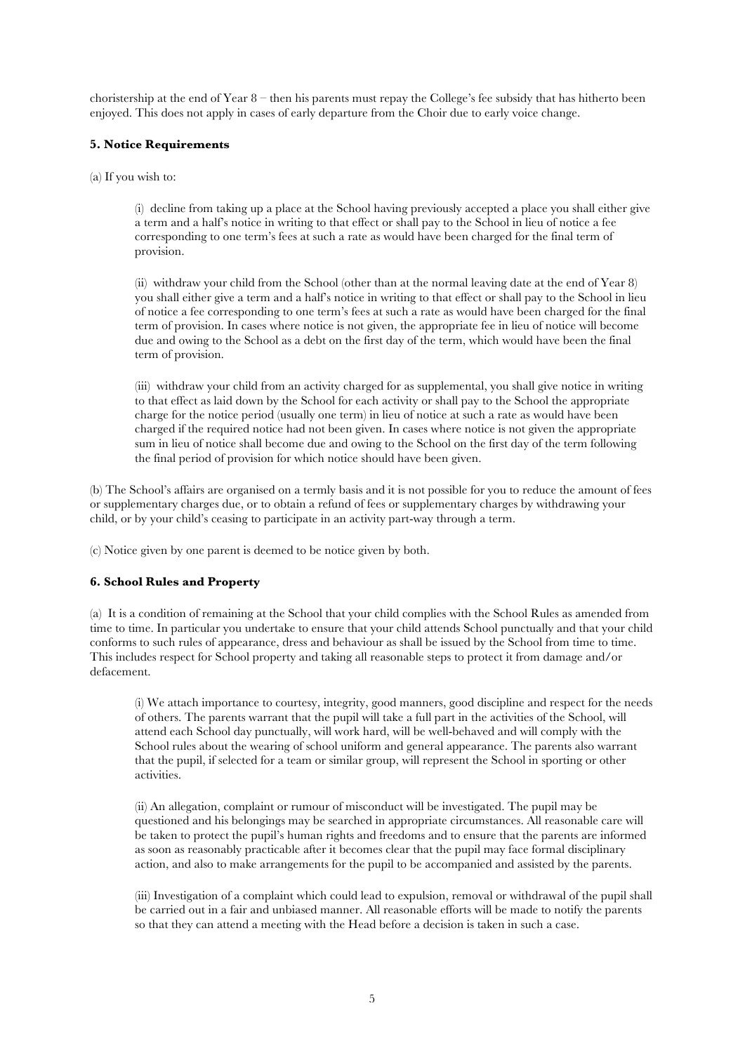choristership at the end of Year 8 – then his parents must repay the College's fee subsidy that has hitherto been enjoyed. This does not apply in cases of early departure from the Choir due to early voice change.

### 5. Notice Requirements

(a) If you wish to:

(i) decline from taking up a place at the School having previously accepted a place you shall either give a term and a half's notice in writing to that effect or shall pay to the School in lieu of notice a fee corresponding to one term's fees at such a rate as would have been charged for the final term of provision.

(ii) withdraw your child from the School (other than at the normal leaving date at the end of Year 8) you shall either give a term and a half's notice in writing to that effect or shall pay to the School in lieu of notice a fee corresponding to one term's fees at such a rate as would have been charged for the final term of provision. In cases where notice is not given, the appropriate fee in lieu of notice will become due and owing to the School as a debt on the first day of the term, which would have been the final term of provision.

(iii) withdraw your child from an activity charged for as supplemental, you shall give notice in writing to that effect as laid down by the School for each activity or shall pay to the School the appropriate charge for the notice period (usually one term) in lieu of notice at such a rate as would have been charged if the required notice had not been given. In cases where notice is not given the appropriate sum in lieu of notice shall become due and owing to the School on the first day of the term following the final period of provision for which notice should have been given.

(b) The School's affairs are organised on a termly basis and it is not possible for you to reduce the amount of fees or supplementary charges due, or to obtain a refund of fees or supplementary charges by withdrawing your child, or by your child's ceasing to participate in an activity part-way through a term.

(c) Notice given by one parent is deemed to be notice given by both.

### 6. School Rules and Property

(a) It is a condition of remaining at the School that your child complies with the School Rules as amended from time to time. In particular you undertake to ensure that your child attends School punctually and that your child conforms to such rules of appearance, dress and behaviour as shall be issued by the School from time to time. This includes respect for School property and taking all reasonable steps to protect it from damage and/or defacement.

(i) We attach importance to courtesy, integrity, good manners, good discipline and respect for the needs of others. The parents warrant that the pupil will take a full part in the activities of the School, will attend each School day punctually, will work hard, will be well-behaved and will comply with the School rules about the wearing of school uniform and general appearance. The parents also warrant that the pupil, if selected for a team or similar group, will represent the School in sporting or other activities.

(ii) An allegation, complaint or rumour of misconduct will be investigated. The pupil may be questioned and his belongings may be searched in appropriate circumstances. All reasonable care will be taken to protect the pupil's human rights and freedoms and to ensure that the parents are informed as soon as reasonably practicable after it becomes clear that the pupil may face formal disciplinary action, and also to make arrangements for the pupil to be accompanied and assisted by the parents.

(iii) Investigation of a complaint which could lead to expulsion, removal or withdrawal of the pupil shall be carried out in a fair and unbiased manner. All reasonable efforts will be made to notify the parents so that they can attend a meeting with the Head before a decision is taken in such a case.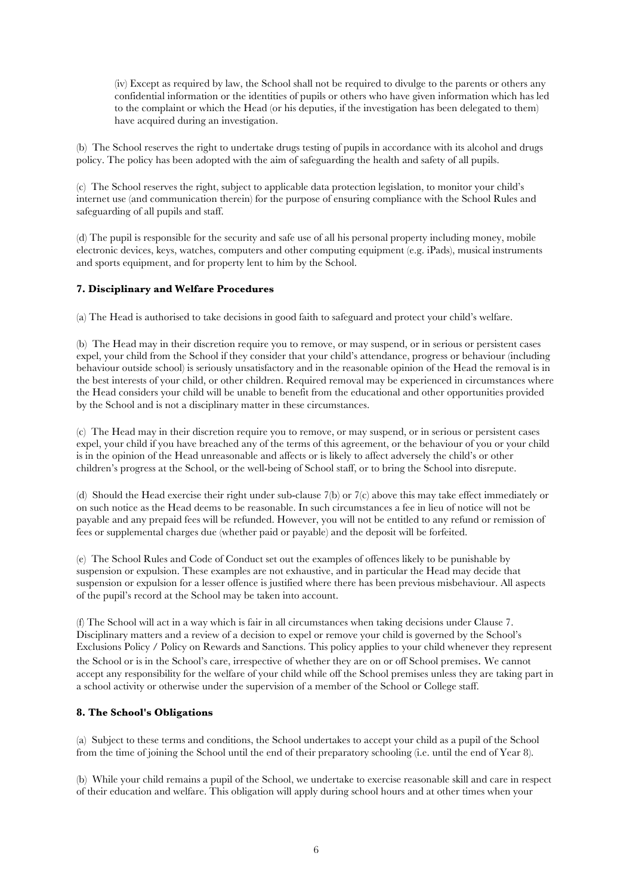(iv) Except as required by law, the School shall not be required to divulge to the parents or others any confidential information or the identities of pupils or others who have given information which has led to the complaint or which the Head (or his deputies, if the investigation has been delegated to them) have acquired during an investigation.

(b) The School reserves the right to undertake drugs testing of pupils in accordance with its alcohol and drugs policy. The policy has been adopted with the aim of safeguarding the health and safety of all pupils.

(c) The School reserves the right, subject to applicable data protection legislation, to monitor your child's internet use (and communication therein) for the purpose of ensuring compliance with the School Rules and safeguarding of all pupils and staff.

(d) The pupil is responsible for the security and safe use of all his personal property including money, mobile electronic devices, keys, watches, computers and other computing equipment (e.g. iPads), musical instruments and sports equipment, and for property lent to him by the School.

**7. Disciplinary and Welfare Procedures**

(a) The Head is authorised to take decisions in good faith to safeguard and protect your child's welfare.

(b) The Head may in their discretion require you to remove, or may suspend, or in serious or persistent cases expel, your child from the School if they consider that your child's attendance, progress or behaviour (including behaviour outside school) is seriously unsatisfactory and in the reasonable opinion of the Head the removal is in the best interests of your child, or other children. Required removal may be experienced in circumstances where the Head considers your child will be unable to benefit from the educational and other opportunities provided by the School and is not a disciplinary matter in these circumstances.

(c) The Head may in their discretion require you to remove, or may suspend, or in serious or persistent cases expel, your child if you have breached any of the terms of this agreement, or the behaviour of you or your child is in the opinion of the Head unreasonable and affects or is likely to affect adversely the child's or other children's progress at the School, or the well-being of School staff, or to bring the School into disrepute.

(d) Should the Head exercise their right under sub-clause 7(b) or 7(c) above this may take effect immediately or on such notice as the Head deems to be reasonable. In such circumstances a fee in lieu of notice will not be payable and any prepaid fees will be refunded. However, you will not be entitled to any refund or remission of fees or supplemental charges due (whether paid or payable) and the deposit will be forfeited.

(e) The School Rules and Code of Conduct set out the examples of offences likely to be punishable by suspension or expulsion. These examples are not exhaustive, and in particular the Head may decide that suspension or expulsion for a lesser offence is justified where there has been previous misbehaviour. All aspects of the pupil's record at the School may be taken into account.

(f) The School will act in a way which is fair in all circumstances when taking decisions under Clause 7. Disciplinary matters and a review of a decision to expel or remove your child is governed by the School's Exclusions Policy / Policy on Rewards and Sanctions. This policy applies to your child whenever they represent the School or is in the School's care, irrespective of whether they are on or off School premises. We cannot accept any responsibility for the welfare of your child while off the School premises unless they are taking part in a school activity or otherwise under the supervision of a member of the School or College staff.

**8. The School's Obligations**

(a) Subject to these terms and conditions, the School undertakes to accept your child as a pupil of the School from the time of joining the School until the end of their preparatory schooling (i.e. until the end of Year 8).

(b) While your child remains a pupil of the School, we undertake to exercise reasonable skill and care in respect of their education and welfare. This obligation will apply during school hours and at other times when your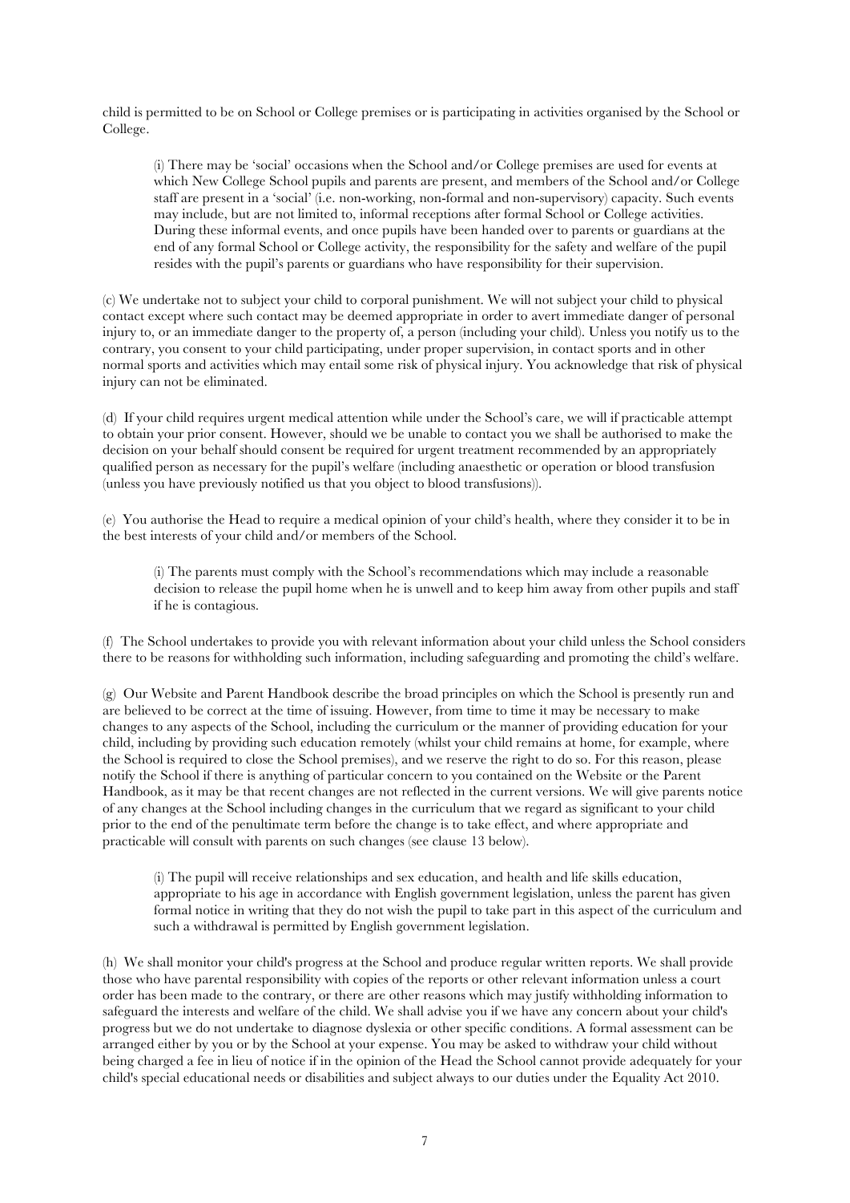child is permitted to be on School or College premises or is participating in activities organised by the School or College.

> (i) There may be 'social' occasions when the School and/or College premises are used for events at which New College School pupils and parents are present, and members of the School and/or College staff are present in a 'social' (i.e. non-working, non-formal and non-supervisory) capacity. Such events may include, but are not limited to, informal receptions after formal School or College activities. During these informal events, and once pupils have been handed over to parents or guardians at the end of any formal School or College activity, the responsibility for the safety and welfare of the pupil resides with the pupil's parents or guardians who have responsibility for their supervision.

(c) We undertake not to subject your child to corporal punishment. We will not subject your child to physical contact except where such contact may be deemed appropriate in order to avert immediate danger of personal injury to, or an immediate danger to the property of, a person (including your child). Unless you notify us to the contrary, you consent to your child participating, under proper supervision, in contact sports and in other normal sports and activities which may entail some risk of physical injury. You acknowledge that risk of physical injury can not be eliminated.

(d) If your child requires urgent medical attention while under the School's care, we will if practicable attempt to obtain your prior consent. However, should we be unable to contact you we shall be authorised to make the decision on your behalf should consent be required for urgent treatment recommended by an appropriately qualified person as necessary for the pupil's welfare (including anaesthetic or operation or blood transfusion (unless you have previously notified us that you object to blood transfusions)).

(e) You authorise the Head to require a medical opinion of your child's health, where they consider it to be in the best interests of your child and/or members of the School.

> (i) The parents must comply with the School's recommendations which may include a reasonable decision to release the pupil home when he is unwell and to keep him away from other pupils and staff if he is contagious.

(f) The School undertakes to provide you with relevant information about your child unless the School considers there to be reasons for withholding such information, including safeguarding and promoting the child's welfare.

(g) Our Website and Parent Handbook describe the broad principles on which the School is presently run and are believed to be correct at the time of issuing. However, from time to time it may be necessary to make changes to any aspects of the School, including the curriculum or the manner of providing education for your child, including by providing such education remotely (whilst your child remains at home, for example, where the School is required to close the School premises), and we reserve the right to do so. For this reason, please notify the School if there is anything of particular concern to you contained on the Website or the Parent Handbook, as it may be that recent changes are not reflected in the current versions. We will give parents notice of any changes at the School including changes in the curriculum that we regard as significant to your child prior to the end of the penultimate term before the change is to take effect, and where appropriate and practicable will consult with parents on such changes (see clause 13 below).

> (i) The pupil will receive relationships and sex education, and health and life skills education, appropriate to his age in accordance with English government legislation, unless the parent has given formal notice in writing that they do not wish the pupil to take part in this aspect of the curriculum and such a withdrawal is permitted by English government legislation.

(h) We shall monitor your child's progress at the School and produce regular written reports. We shall provide those who have parental responsibility with copies of the reports or other relevant information unless a court order has been made to the contrary, or there are other reasons which may justify withholding information to safeguard the interests and welfare of the child. We shall advise you if we have any concern about your child's progress but we do not undertake to diagnose dyslexia or other specific conditions. A formal assessment can be arranged either by you or by the School at your expense. You may be asked to withdraw your child without being charged a fee in lieu of notice if in the opinion of the Head the School cannot provide adequately for your child's special educational needs or disabilities and subject always to our duties under the Equality Act 2010.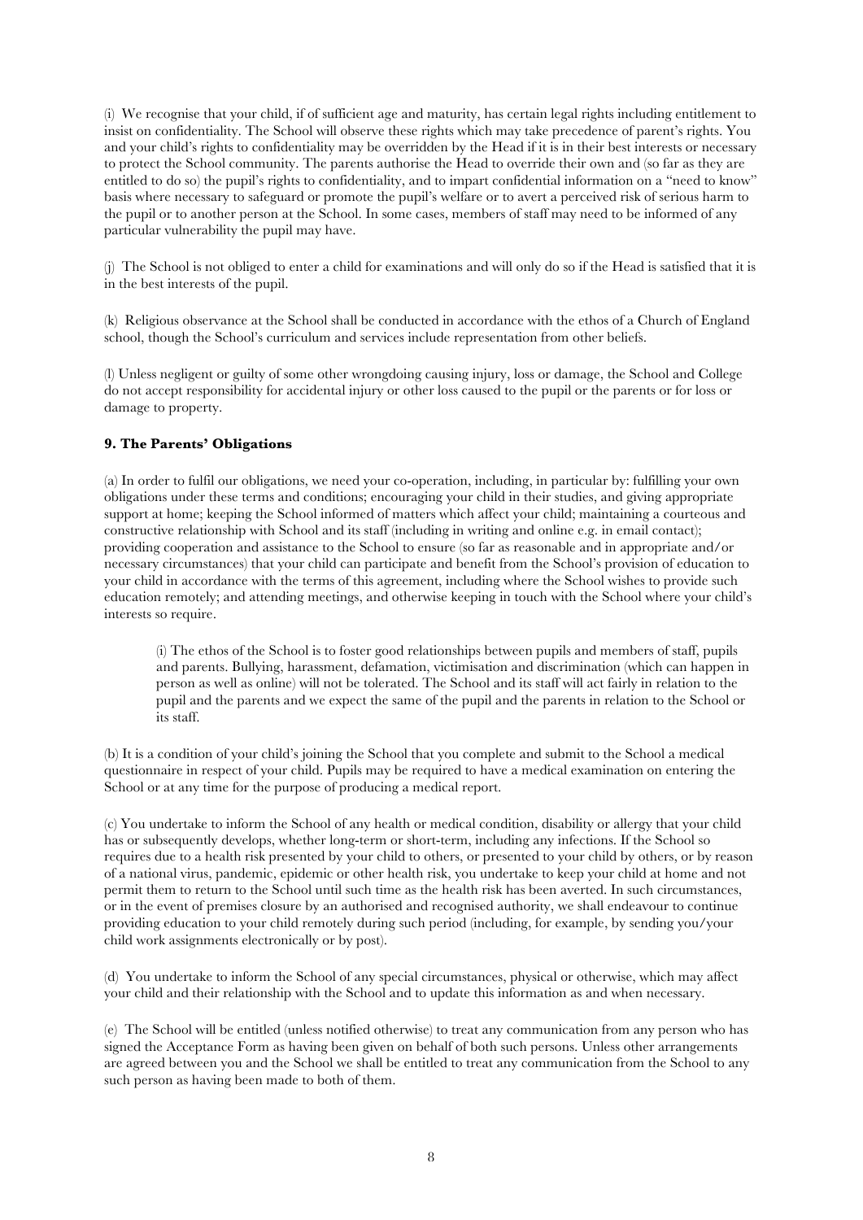(i) We recognise that your child, if of sufficient age and maturity, has certain legal rights including entitlement to insist on confidentiality. The School will observe these rights which may take precedence of parent's rights. You and your child's rights to confidentiality may be overridden by the Head if it is in their best interests or necessary to protect the School community. The parents authorise the Head to override their own and (so far as they are entitled to do so) the pupil's rights to confidentiality, and to impart confidential information on a "need to know" basis where necessary to safeguard or promote the pupil's welfare or to avert a perceived risk of serious harm to the pupil or to another person at the School. In some cases, members of staff may need to be informed of any particular vulnerability the pupil may have.

(j) The School is not obliged to enter a child for examinations and will only do so if the Head is satisfied that it is in the best interests of the pupil.

(k) Religious observance at the School shall be conducted in accordance with the ethos of a Church of England school, though the School's curriculum and services include representation from other beliefs.

(l) Unless negligent or guilty of some other wrongdoing causing injury, loss or damage, the School and College do not accept responsibility for accidental injury or other loss caused to the pupil or the parents or for loss or damage to property.

**9. The Parents' Obligations**

(a) In order to fulfil our obligations, we need your co-operation, including, in particular by: fulfilling your own obligations under these terms and conditions; encouraging your child in their studies, and giving appropriate support at home; keeping the School informed of matters which affect your child; maintaining a courteous and constructive relationship with School and its staff (including in writing and online e.g. in email contact); providing cooperation and assistance to the School to ensure (so far as reasonable and in appropriate and/or necessary circumstances) that your child can participate and benefit from the School's provision of education to your child in accordance with the terms of this agreement, including where the School wishes to provide such education remotely; and attending meetings, and otherwise keeping in touch with the School where your child's interests so require.

> (i) The ethos of the School is to foster good relationships between pupils and members of staff, pupils and parents. Bullying, harassment, defamation, victimisation and discrimination (which can happen in person as well as online) will not be tolerated. The School and its staff will act fairly in relation to the pupil and the parents and we expect the same of the pupil and the parents in relation to the School or its staff.

(b) It is a condition of your child's joining the School that you complete and submit to the School a medical questionnaire in respect of your child. Pupils may be required to have a medical examination on entering the School or at any time for the purpose of producing a medical report.

(c) You undertake to inform the School of any health or medical condition, disability or allergy that your child has or subsequently develops, whether long-term or short-term, including any infections. If the School so requires due to a health risk presented by your child to others, or presented to your child by others, or by reason of a national virus, pandemic, epidemic or other health risk, you undertake to keep your child at home and not permit them to return to the School until such time as the health risk has been averted. In such circumstances, or in the event of premises closure by an authorised and recognised authority, we shall endeavour to continue providing education to your child remotely during such period (including, for example, by sending you/your child work assignments electronically or by post).

(d) You undertake to inform the School of any special circumstances, physical or otherwise, which may affect your child and their relationship with the School and to update this information as and when necessary.

(e) The School will be entitled (unless notified otherwise) to treat any communication from any person who has signed the Acceptance Form as having been given on behalf of both such persons. Unless other arrangements are agreed between you and the School we shall be entitled to treat any communication from the School to any such person as having been made to both of them.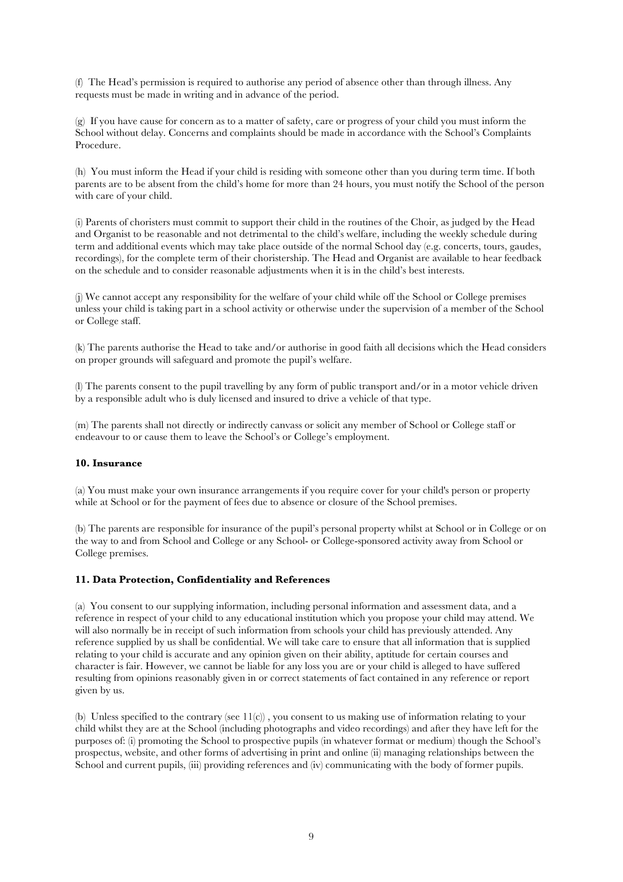(f) The Head's permission is required to authorise any period of absence other than through illness. Any requests must be made in writing and in advance of the period.

(g) If you have cause for concern as to a matter of safety, care or progress of your child you must inform the School without delay. Concerns and complaints should be made in accordance with the School's Complaints Procedure.

(h) You must inform the Head if your child is residing with someone other than you during term time. If both parents are to be absent from the child's home for more than 24 hours, you must notify the School of the person with care of your child.

(i) Parents of choristers must commit to support their child in the routines of the Choir, as judged by the Head and Organist to be reasonable and not detrimental to the child's welfare, including the weekly schedule during term and additional events which may take place outside of the normal School day (e.g. concerts, tours, gaudes, recordings), for the complete term of their choristership. The Head and Organist are available to hear feedback on the schedule and to consider reasonable adjustments when it is in the child's best interests.

(j) We cannot accept any responsibility for the welfare of your child while off the School or College premises unless your child is taking part in a school activity or otherwise under the supervision of a member of the School or College staff.

(k) The parents authorise the Head to take and/or authorise in good faith all decisions which the Head considers on proper grounds will safeguard and promote the pupil's welfare.

(l) The parents consent to the pupil travelling by any form of public transport and/or in a motor vehicle driven by a responsible adult who is duly licensed and insured to drive a vehicle of that type.

(m) The parents shall not directly or indirectly canvass or solicit any member of School or College staff or endeavour to or cause them to leave the School's or College's employment.

**10. Insurance**

(a) You must make your own insurance arrangements if you require cover for your child's person or property while at School or for the payment of fees due to absence or closure of the School premises.

(b) The parents are responsible for insurance of the pupil's personal property whilst at School or in College or on the way to and from School and College or any School- or College-sponsored activity away from School or College premises.

**11. Data Protection, Confidentiality and References**

(a) You consent to our supplying information, including personal information and assessment data, and a reference in respect of your child to any educational institution which you propose your child may attend. We will also normally be in receipt of such information from schools your child has previously attended. Any reference supplied by us shall be confidential. We will take care to ensure that all information that is supplied relating to your child is accurate and any opinion given on their ability, aptitude for certain courses and character is fair. However, we cannot be liable for any loss you are or your child is alleged to have suffered resulting from opinions reasonably given in or correct statements of fact contained in any reference or report given by us.

(b) Unless specified to the contrary (see 11(c)) , you consent to us making use of information relating to your child whilst they are at the School (including photographs and video recordings) and after they have left for the purposes of: (i) promoting the School to prospective pupils (in whatever format or medium) though the School's prospectus, website, and other forms of advertising in print and online (ii) managing relationships between the School and current pupils, (iii) providing references and (iv) communicating with the body of former pupils.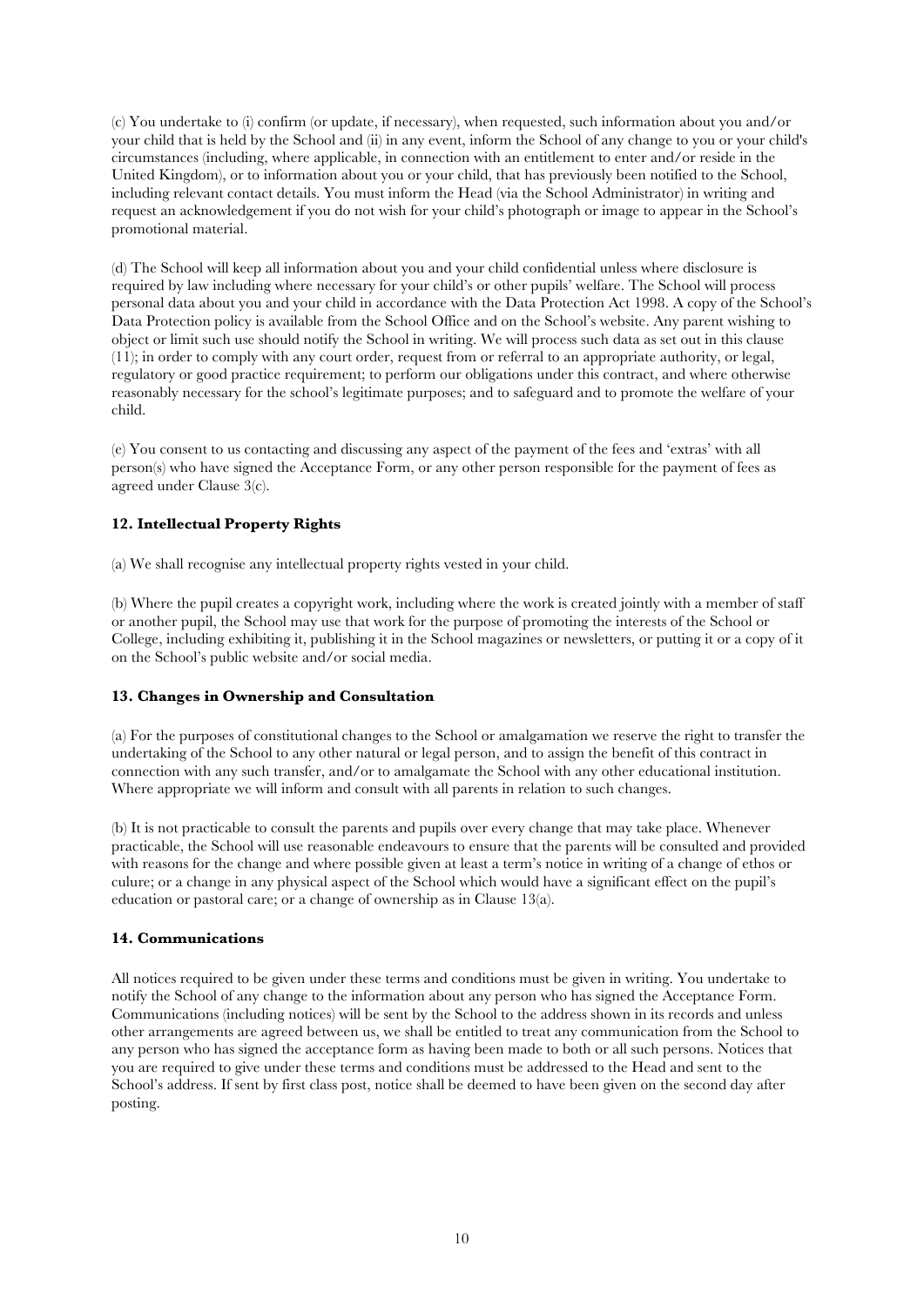(c) You undertake to (i) confirm (or update, if necessary), when requested, such information about you and/or your child that is held by the School and (ii) in any event, inform the School of any change to you or your child's circumstances (including, where applicable, in connection with an entitlement to enter and/or reside in the United Kingdom), or to information about you or your child, that has previously been notified to the School, including relevant contact details. You must inform the Head (via the School Administrator) in writing and request an acknowledgement if you do not wish for your child's photograph or image to appear in the School's promotional material.

(d) The School will keep all information about you and your child confidential unless where disclosure is required by law including where necessary for your child's or other pupils' welfare. The School will process personal data about you and your child in accordance with the Data Protection Act 1998. A copy of the School's Data Protection policy is available from the School Office and on the School's website. Any parent wishing to object or limit such use should notify the School in writing. We will process such data as set out in this clause (11); in order to comply with any court order, request from or referral to an appropriate authority, or legal, regulatory or good practice requirement; to perform our obligations under this contract, and where otherwise reasonably necessary for the school's legitimate purposes; and to safeguard and to promote the welfare of your child.

(e) You consent to us contacting and discussing any aspect of the payment of the fees and 'extras' with all person(s) who have signed the Acceptance Form, or any other person responsible for the payment of fees as agreed under Clause 3(c).

### 12. Intellectual Property Rights

(a) We shall recognise any intellectual property rights vested in your child.

(b) Where the pupil creates a copyright work, including where the work is created jointly with a member of staff or another pupil, the School may use that work for the purpose of promoting the interests of the School or College, including exhibiting it, publishing it in the School magazines or newsletters, or putting it or a copy of it on the School's public website and/or social media.

### 13. Changes in Ownership and Consultation

(a) For the purposes of constitutional changes to the School or amalgamation we reserve the right to transfer the undertaking of the School to any other natural or legal person, and to assign the benefit of this contract in connection with any such transfer, and/or to amalgamate the School with any other educational institution. Where appropriate we will inform and consult with all parents in relation to such changes.

(b) It is not practicable to consult the parents and pupils over every change that may take place. Whenever practicable, the School will use reasonable endeavours to ensure that the parents will be consulted and provided with reasons for the change and where possible given at least a term's notice in writing of a change of ethos or culure; or a change in any physical aspect of the School which would have a significant effect on the pupil's education or pastoral care; or a change of ownership as in Clause 13(a).

### 14. Communications

All notices required to be given under these terms and conditions must be given in writing. You undertake to notify the School of any change to the information about any person who has signed the Acceptance Form. Communications (including notices) will be sent by the School to the address shown in its records and unless other arrangements are agreed between us, we shall be entitled to treat any communication from the School to any person who has signed the acceptance form as having been made to both or all such persons. Notices that you are required to give under these terms and conditions must be addressed to the Head and sent to the School's address. If sent by first class post, notice shall be deemed to have been given on the second day after posting.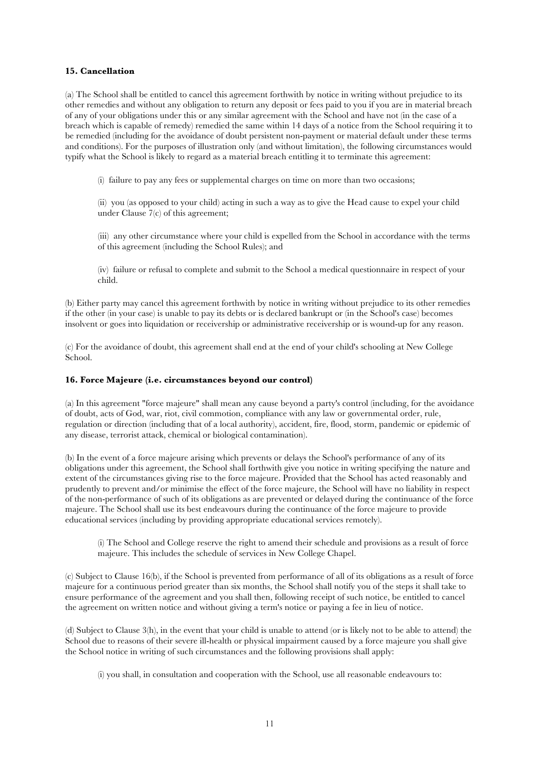## 15. Cancellation

(a) The School shall be entitled to cancel this agreement forthwith by notice in writing without prejudice to its other remedies and without any obligation to return any deposit or fees paid to you if you are in material breach of any of your obligations under this or any similar agreement with the School and have not (in the case of a breach which is capable of remedy) remedied the same within 14 days of a notice from the School requiring it to be remedied (including for the avoidance of doubt persistent non-payment or material default under these terms and conditions). For the purposes of illustration only (and without limitation), the following circumstances would typify what the School is likely to regard as a material breach entitling it to terminate this agreement:

> (i) failure to pay any fees or supplemental charges on time on more than two occasions;
>
> (ii) you (as opposed to your child) acting in such a way as to give the Head cause to expel your child under Clause 7(c) of this agreement;
>
> (iii) any other circumstance where your child is expelled from the School in accordance with the terms of this agreement (including the School Rules); and
>
> (iv) failure or refusal to complete and submit to the School a medical questionnaire in respect of your child.

(b) Either party may cancel this agreement forthwith by notice in writing without prejudice to its other remedies if the other (in your case) is unable to pay its debts or is declared bankrupt or (in the School's case) becomes insolvent or goes into liquidation or receivership or administrative receivership or is wound-up for any reason.

(c) For the avoidance of doubt, this agreement shall end at the end of your child's schooling at New College School.

## 16. Force Majeure (i.e. circumstances beyond our control)

(a) In this agreement "force majeure" shall mean any cause beyond a party's control (including, for the avoidance of doubt, acts of God, war, riot, civil commotion, compliance with any law or governmental order, rule, regulation or direction (including that of a local authority), accident, fire, flood, storm, pandemic or epidemic of any disease, terrorist attack, chemical or biological contamination).

(b) In the event of a force majeure arising which prevents or delays the School's performance of any of its obligations under this agreement, the School shall forthwith give you notice in writing specifying the nature and extent of the circumstances giving rise to the force majeure. Provided that the School has acted reasonably and prudently to prevent and/or minimise the effect of the force majeure, the School will have no liability in respect of the non-performance of such of its obligations as are prevented or delayed during the continuance of the force majeure. The School shall use its best endeavours during the continuance of the force majeure to provide educational services (including by providing appropriate educational services remotely).

> (i) The School and College reserve the right to amend their schedule and provisions as a result of force majeure. This includes the schedule of services in New College Chapel.

(c) Subject to Clause 16(b), if the School is prevented from performance of all of its obligations as a result of force majeure for a continuous period greater than six months, the School shall notify you of the steps it shall take to ensure performance of the agreement and you shall then, following receipt of such notice, be entitled to cancel the agreement on written notice and without giving a term's notice or paying a fee in lieu of notice.

(d) Subject to Clause 3(h), in the event that your child is unable to attend (or is likely not to be able to attend) the School due to reasons of their severe ill-health or physical impairment caused by a force majeure you shall give the School notice in writing of such circumstances and the following provisions shall apply:

> (i) you shall, in consultation and cooperation with the School, use all reasonable endeavours to: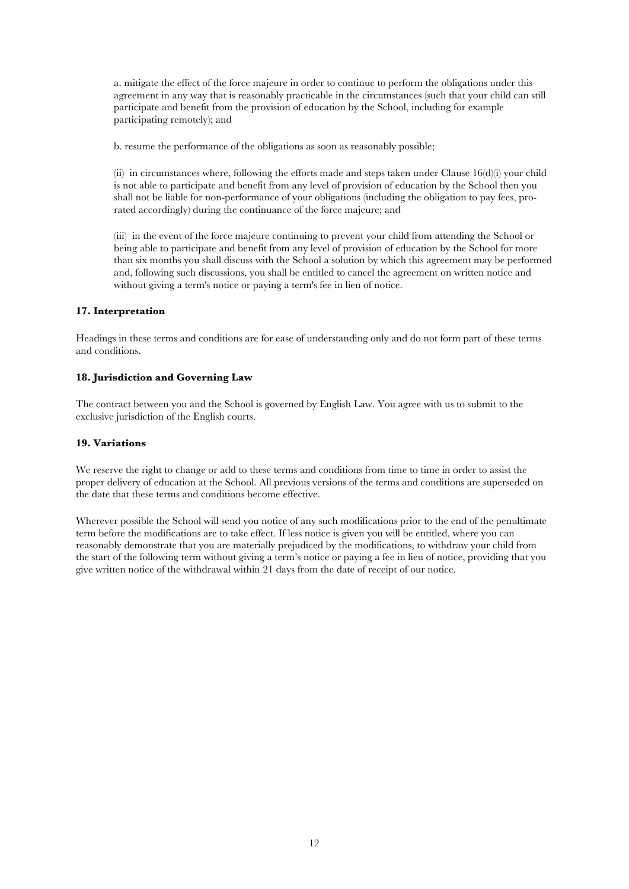a. mitigate the effect of the force majeure in order to continue to perform the obligations under this agreement in any way that is reasonably practicable in the circumstances (such that your child can still participate and benefit from the provision of education by the School, including for example participating remotely); and

b. resume the performance of the obligations as soon as reasonably possible;

(ii) in circumstances where, following the efforts made and steps taken under Clause 16(d)(i) your child is not able to participate and benefit from any level of provision of education by the School then you shall not be liable for non-performance of your obligations (including the obligation to pay fees, pro-rated accordingly) during the continuance of the force majeure; and

(iii) in the event of the force majeure continuing to prevent your child from attending the School or being able to participate and benefit from any level of provision of education by the School for more than six months you shall discuss with the School a solution by which this agreement may be performed and, following such discussions, you shall be entitled to cancel the agreement on written notice and without giving a term's notice or paying a term's fee in lieu of notice.

**17. Interpretation**

Headings in these terms and conditions are for ease of understanding only and do not form part of these terms and conditions.

**18. Jurisdiction and Governing Law**

The contract between you and the School is governed by English Law. You agree with us to submit to the exclusive jurisdiction of the English courts.

**19. Variations**

We reserve the right to change or add to these terms and conditions from time to time in order to assist the proper delivery of education at the School. All previous versions of the terms and conditions are superseded on the date that these terms and conditions become effective.

Wherever possible the School will send you notice of any such modifications prior to the end of the penultimate term before the modifications are to take effect. If less notice is given you will be entitled, where you can reasonably demonstrate that you are materially prejudiced by the modifications, to withdraw your child from the start of the following term without giving a term's notice or paying a fee in lieu of notice, providing that you give written notice of the withdrawal within 21 days from the date of receipt of our notice.